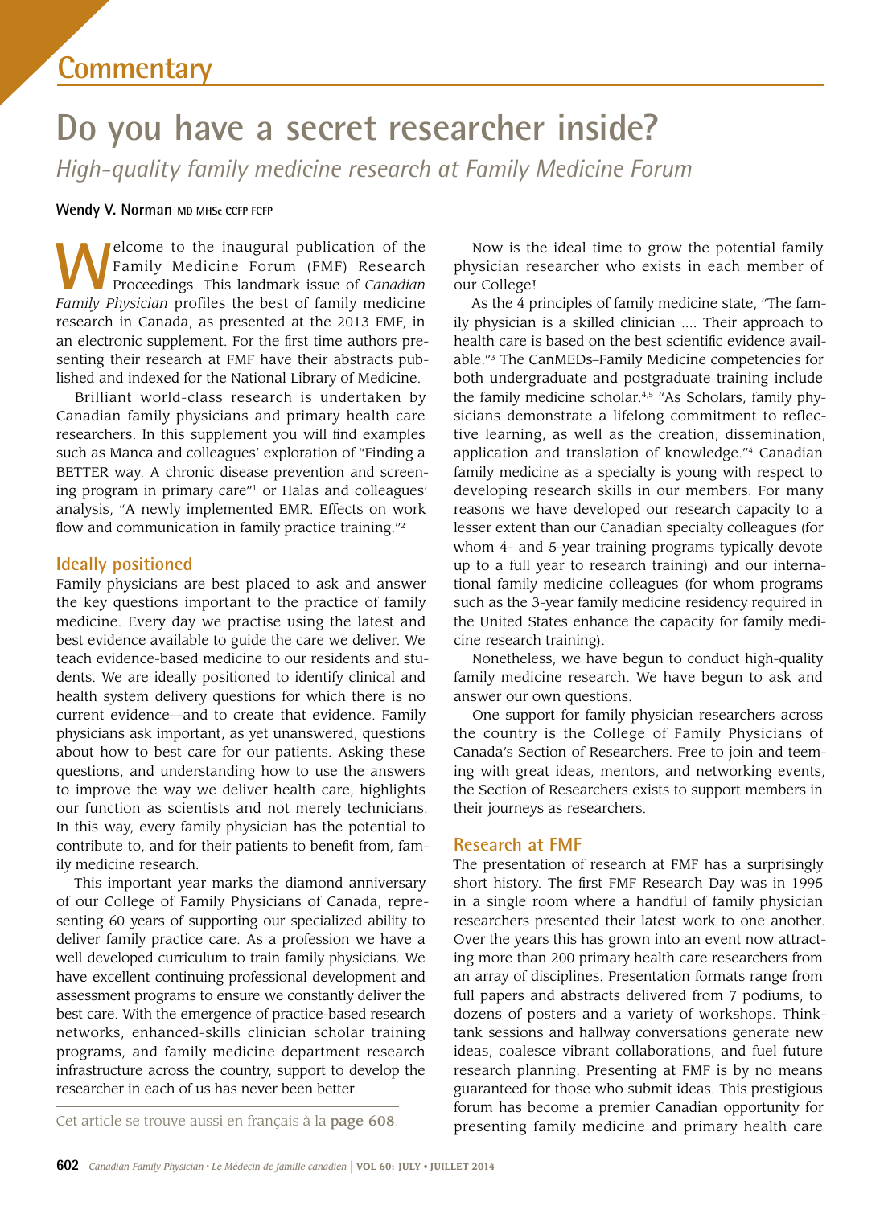Commentary

# Do you have a secret researcher inside?

*High-quality family medicine research at Family Medicine Forum*

**Wendy V. Norman** MD MHSc CCFP FCFP

Welcome to the inaugural publication of the Family Medicine Forum (FMF) Research Proceedings. This landmark issue of *Canadian Family Physician* profiles the best of family medicine research in Canada, as presented at the 2013 FMF, in an electronic supplement. For the first time authors presenting their research at FMF have their abstracts published and indexed for the National Library of Medicine.

Brilliant world-class research is undertaken by Canadian family physicians and primary health care researchers. In this supplement you will find examples such as Manca and colleagues' exploration of "Finding a BETTER way. A chronic disease prevention and screening program in primary care"[1] or Halas and colleagues' analysis, "A newly implemented EMR. Effects on work flow and communication in family practice training."[2]

## Ideally positioned

Family physicians are best placed to ask and answer the key questions important to the practice of family medicine. Every day we practise using the latest and best evidence available to guide the care we deliver. We teach evidence-based medicine to our residents and students. We are ideally positioned to identify clinical and health system delivery questions for which there is no current evidence—and to create that evidence. Family physicians ask important, as yet unanswered, questions about how to best care for our patients. Asking these questions, and understanding how to use the answers to improve the way we deliver health care, highlights our function as scientists and not merely technicians. In this way, every family physician has the potential to contribute to, and for their patients to benefit from, family medicine research.

This important year marks the diamond anniversary of our College of Family Physicians of Canada, representing 60 years of supporting our specialized ability to deliver family practice care. As a profession we have a well developed curriculum to train family physicians. We have excellent continuing professional development and assessment programs to ensure we constantly deliver the best care. With the emergence of practice-based research networks, enhanced-skills clinician scholar training programs, and family medicine department research infrastructure across the country, support to develop the researcher in each of us has never been better.

Cet article se trouve aussi en français à la **page 608**.

Now is the ideal time to grow the potential family physician researcher who exists in each member of our College!

As the 4 principles of family medicine state, "The family physician is a skilled clinician .... Their approach to health care is based on the best scientific evidence available."[3] The CanMEDs–Family Medicine competencies for both undergraduate and postgraduate training include the family medicine scholar.[4,5] "As Scholars, family physicians demonstrate a lifelong commitment to reflective learning, as well as the creation, dissemination, application and translation of knowledge."[4] Canadian family medicine as a specialty is young with respect to developing research skills in our members. For many reasons we have developed our research capacity to a lesser extent than our Canadian specialty colleagues (for whom 4- and 5-year training programs typically devote up to a full year to research training) and our international family medicine colleagues (for whom programs such as the 3-year family medicine residency required in the United States enhance the capacity for family medicine research training).

Nonetheless, we have begun to conduct high-quality family medicine research. We have begun to ask and answer our own questions.

One support for family physician researchers across the country is the College of Family Physicians of Canada's Section of Researchers. Free to join and teeming with great ideas, mentors, and networking events, the Section of Researchers exists to support members in their journeys as researchers.

## Research at FMF

The presentation of research at FMF has a surprisingly short history. The first FMF Research Day was in 1995 in a single room where a handful of family physician researchers presented their latest work to one another. Over the years this has grown into an event now attracting more than 200 primary health care researchers from an array of disciplines. Presentation formats range from full papers and abstracts delivered from 7 podiums, to dozens of posters and a variety of workshops. Think-tank sessions and hallway conversations generate new ideas, coalesce vibrant collaborations, and fuel future research planning. Presenting at FMF is by no means guaranteed for those who submit ideas. This prestigious forum has become a premier Canadian opportunity for presenting family medicine and primary health care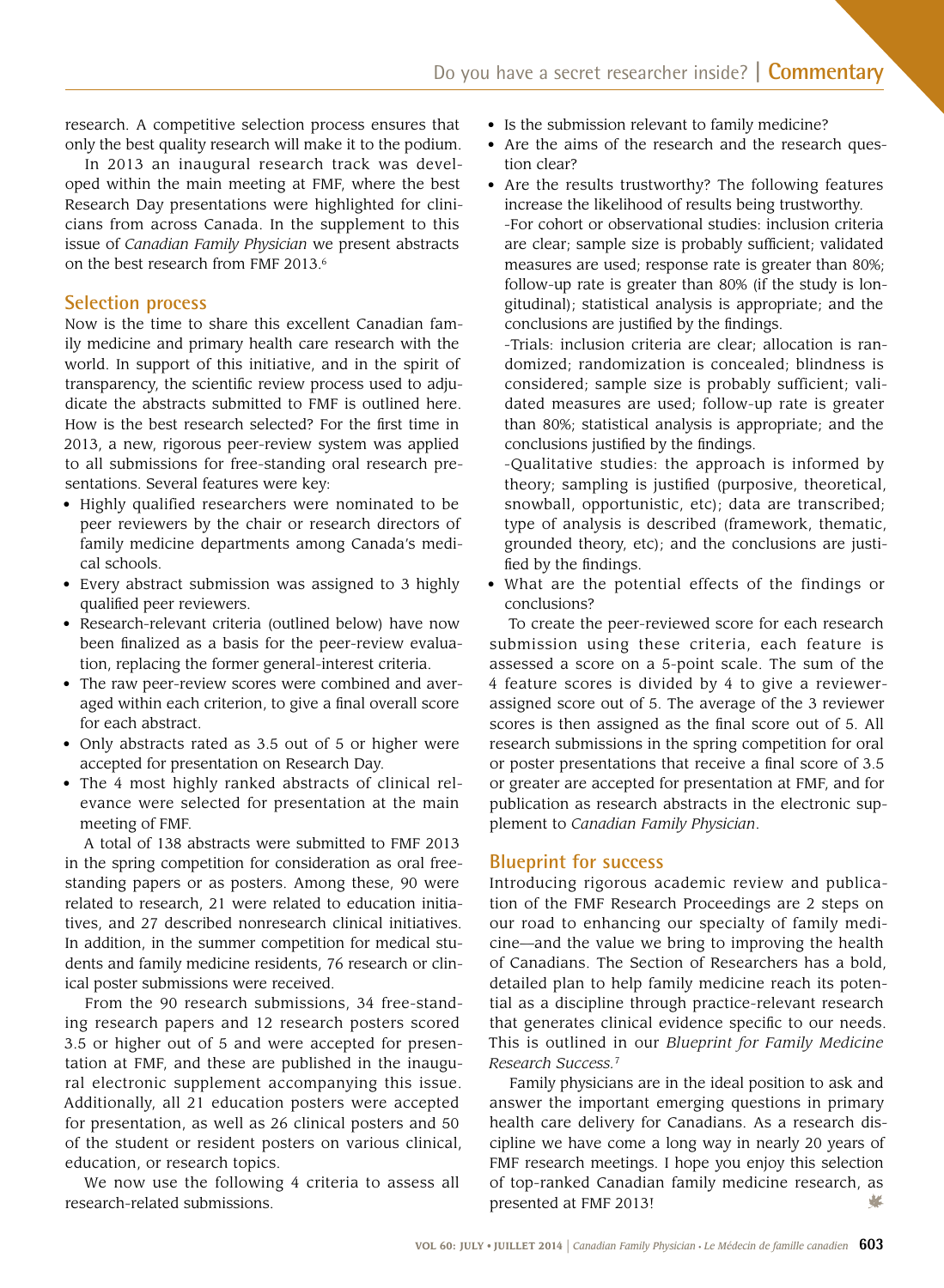research. A competitive selection process ensures that only the best quality research will make it to the podium.

In 2013 an inaugural research track was developed within the main meeting at FMF, where the best Research Day presentations were highlighted for clinicians from across Canada. In the supplement to this issue of *Canadian Family Physician* we present abstracts on the best research from FMF 2013.[6]

## Selection process

Now is the time to share this excellent Canadian family medicine and primary health care research with the world. In support of this initiative, and in the spirit of transparency, the scientific review process used to adjudicate the abstracts submitted to FMF is outlined here. How is the best research selected? For the first time in 2013, a new, rigorous peer-review system was applied to all submissions for free-standing oral research presentations. Several features were key:

- Highly qualified researchers were nominated to be peer reviewers by the chair or research directors of family medicine departments among Canada's medical schools.
- Every abstract submission was assigned to 3 highly qualified peer reviewers.
- Research-relevant criteria (outlined below) have now been finalized as a basis for the peer-review evaluation, replacing the former general-interest criteria.
- The raw peer-review scores were combined and averaged within each criterion, to give a final overall score for each abstract.
- Only abstracts rated as 3.5 out of 5 or higher were accepted for presentation on Research Day.
- The 4 most highly ranked abstracts of clinical relevance were selected for presentation at the main meeting of FMF.

A total of 138 abstracts were submitted to FMF 2013 in the spring competition for consideration as oral free-standing papers or as posters. Among these, 90 were related to research, 21 were related to education initiatives, and 27 described nonresearch clinical initiatives. In addition, in the summer competition for medical students and family medicine residents, 76 research or clinical poster submissions were received.

From the 90 research submissions, 34 free-standing research papers and 12 research posters scored 3.5 or higher out of 5 and were accepted for presentation at FMF, and these are published in the inaugural electronic supplement accompanying this issue. Additionally, all 21 education posters were accepted for presentation, as well as 26 clinical posters and 50 of the student or resident posters on various clinical, education, or research topics.

We now use the following 4 criteria to assess all research-related submissions.

- Is the submission relevant to family medicine?
- Are the aims of the research and the research question clear?
- Are the results trustworthy? The following features increase the likelihood of results being trustworthy.
  -For cohort or observational studies: inclusion criteria are clear; sample size is probably sufficient; validated measures are used; response rate is greater than 80%; follow-up rate is greater than 80% (if the study is longitudinal); statistical analysis is appropriate; and the conclusions are justified by the findings.
  -Trials: inclusion criteria are clear; allocation is randomized; randomization is concealed; blindness is considered; sample size is probably sufficient; validated measures are used; follow-up rate is greater than 80%; statistical analysis is appropriate; and the conclusions justified by the findings.
  -Qualitative studies: the approach is informed by theory; sampling is justified (purposive, theoretical, snowball, opportunistic, etc); data are transcribed; type of analysis is described (framework, thematic, grounded theory, etc); and the conclusions are justified by the findings.
- What are the potential effects of the findings or conclusions?

To create the peer-reviewed score for each research submission using these criteria, each feature is assessed a score on a 5-point scale. The sum of the 4 feature scores is divided by 4 to give a reviewer-assigned score out of 5. The average of the 3 reviewer scores is then assigned as the final score out of 5. All research submissions in the spring competition for oral or poster presentations that receive a final score of 3.5 or greater are accepted for presentation at FMF, and for publication as research abstracts in the electronic supplement to *Canadian Family Physician*.

## Blueprint for success

Introducing rigorous academic review and publication of the FMF Research Proceedings are 2 steps on our road to enhancing our specialty of family medicine—and the value we bring to improving the health of Canadians. The Section of Researchers has a bold, detailed plan to help family medicine reach its potential as a discipline through practice-relevant research that generates clinical evidence specific to our needs. This is outlined in our *Blueprint for Family Medicine Research Success.*[7]

Family physicians are in the ideal position to ask and answer the important emerging questions in primary health care delivery for Canadians. As a research discipline we have come a long way in nearly 20 years of FMF research meetings. I hope you enjoy this selection of top-ranked Canadian family medicine research, as presented at FMF 2013!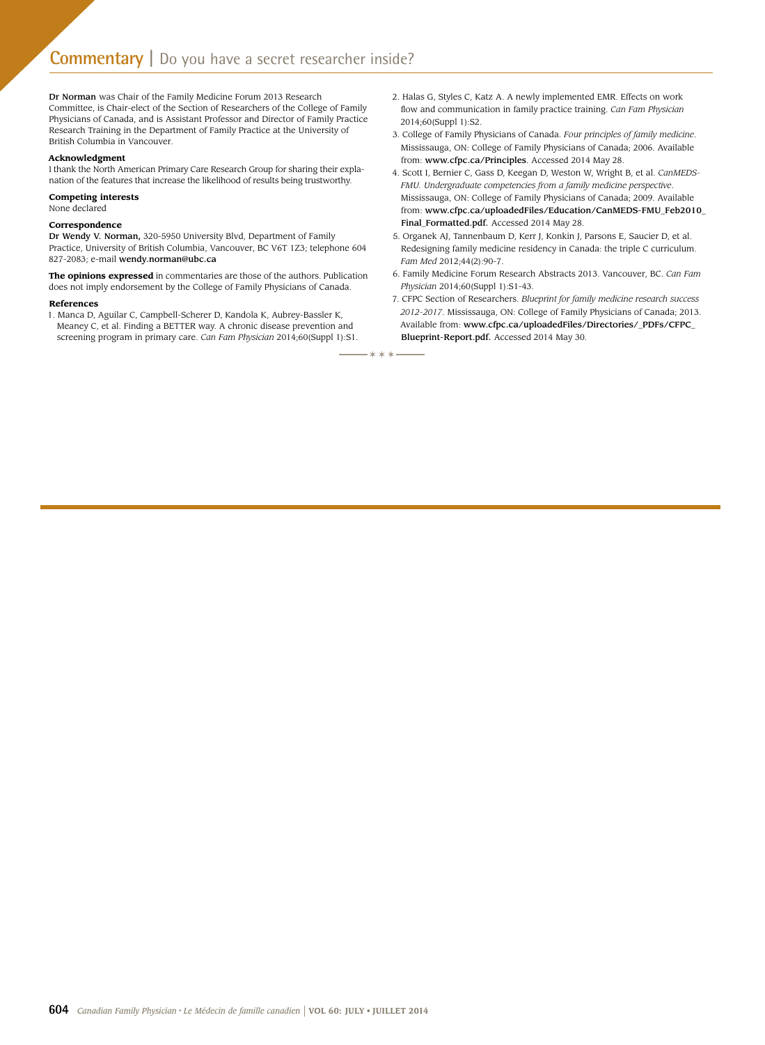**Dr Norman** was Chair of the Family Medicine Forum 2013 Research Committee, is Chair-elect of the Section of Researchers of the College of Family Physicians of Canada, and is Assistant Professor and Director of Family Practice Research Training in the Department of Family Practice at the University of British Columbia in Vancouver.

**Acknowledgment**

I thank the North American Primary Care Research Group for sharing their explanation of the features that increase the likelihood of results being trustworthy.

**Competing interests**

None declared

**Correspondence**

**Dr Wendy V. Norman,** 320-5950 University Blvd, Department of Family Practice, University of British Columbia, Vancouver, BC V6T 1Z3; telephone 604 827-2083; e-mail **wendy.norman@ubc.ca**

**The opinions expressed** in commentaries are those of the authors. Publication does not imply endorsement by the College of Family Physicians of Canada.

**References**

1. Manca D, Aguilar C, Campbell-Scherer D, Kandola K, Aubrey-Bassler K, Meaney C, et al. Finding a BETTER way. A chronic disease prevention and screening program in primary care. *Can Fam Physician* 2014;60(Suppl 1):S1.
2. Halas G, Styles C, Katz A. A newly implemented EMR. Effects on work flow and communication in family practice training. *Can Fam Physician* 2014;60(Suppl 1):S2.
3. College of Family Physicians of Canada. *Four principles of family medicine*. Mississauga, ON: College of Family Physicians of Canada; 2006. Available from: **www.cfpc.ca/Principles**. Accessed 2014 May 28.
4. Scott I, Bernier C, Gass D, Keegan D, Weston W, Wright B, et al. *CanMEDS-FMU. Undergraduate competencies from a family medicine perspective*. Mississauga, ON: College of Family Physicians of Canada; 2009. Available from: **www.cfpc.ca/uploadedFiles/Education/CanMEDS-FMU_Feb2010_Final_Formatted.pdf.** Accessed 2014 May 28.
5. Organek AJ, Tannenbaum D, Kerr J, Konkin J, Parsons E, Saucier D, et al. Redesigning family medicine residency in Canada: the triple C curriculum. *Fam Med* 2012;44(2):90-7.
6. Family Medicine Forum Research Abstracts 2013. Vancouver, BC. *Can Fam Physician* 2014;60(Suppl 1):S1-43.
7. CFPC Section of Researchers. *Blueprint for family medicine research success 2012-2017*. Mississauga, ON: College of Family Physicians of Canada; 2013. Available from: **www.cfpc.ca/uploadedFiles/Directories/_PDFs/CFPC_Blueprint-Report.pdf.** Accessed 2014 May 30.

* * *